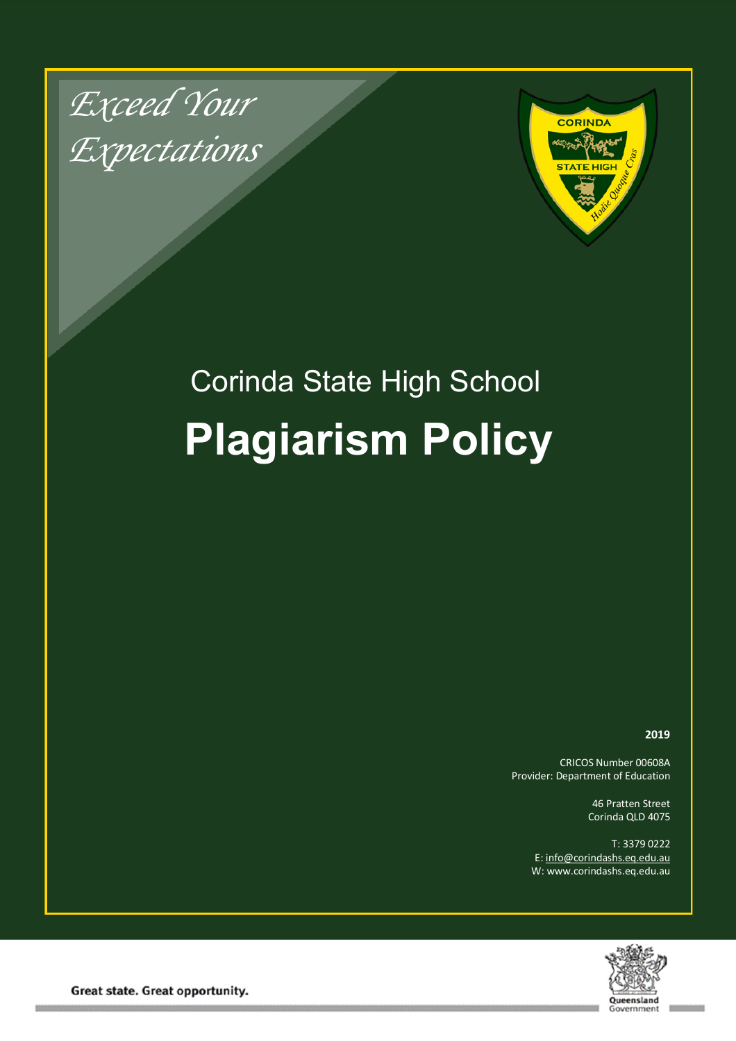*Exceed Your Expectations*

Corinda State High School

# Plagiarism Policy

**2019**

CRICOS Number 00608A
Provider: Department of Education

46 Pratten Street
Corinda QLD 4075

T: 3379 0222
E: info@corindashs.eq.edu.au
W: www.corindashs.eq.edu.au

**Great state. Great opportunity.**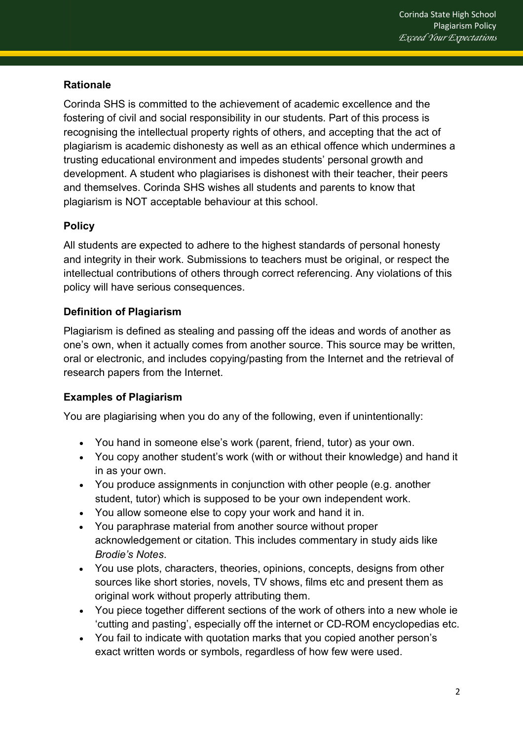## Rationale

Corinda SHS is committed to the achievement of academic excellence and the fostering of civil and social responsibility in our students. Part of this process is recognising the intellectual property rights of others, and accepting that the act of plagiarism is academic dishonesty as well as an ethical offence which undermines a trusting educational environment and impedes students' personal growth and development. A student who plagiarises is dishonest with their teacher, their peers and themselves. Corinda SHS wishes all students and parents to know that plagiarism is NOT acceptable behaviour at this school.

## Policy

All students are expected to adhere to the highest standards of personal honesty and integrity in their work. Submissions to teachers must be original, or respect the intellectual contributions of others through correct referencing. Any violations of this policy will have serious consequences.

## Definition of Plagiarism

Plagiarism is defined as stealing and passing off the ideas and words of another as one's own, when it actually comes from another source. This source may be written, oral or electronic, and includes copying/pasting from the Internet and the retrieval of research papers from the Internet.

## Examples of Plagiarism

You are plagiarising when you do any of the following, even if unintentionally:

- You hand in someone else's work (parent, friend, tutor) as your own.
- You copy another student's work (with or without their knowledge) and hand it in as your own.
- You produce assignments in conjunction with other people (e.g. another student, tutor) which is supposed to be your own independent work.
- You allow someone else to copy your work and hand it in.
- You paraphrase material from another source without proper acknowledgement or citation. This includes commentary in study aids like *Brodie's Notes*.
- You use plots, characters, theories, opinions, concepts, designs from other sources like short stories, novels, TV shows, films etc and present them as original work without properly attributing them.
- You piece together different sections of the work of others into a new whole ie 'cutting and pasting', especially off the internet or CD-ROM encyclopedias etc.
- You fail to indicate with quotation marks that you copied another person's exact written words or symbols, regardless of how few were used.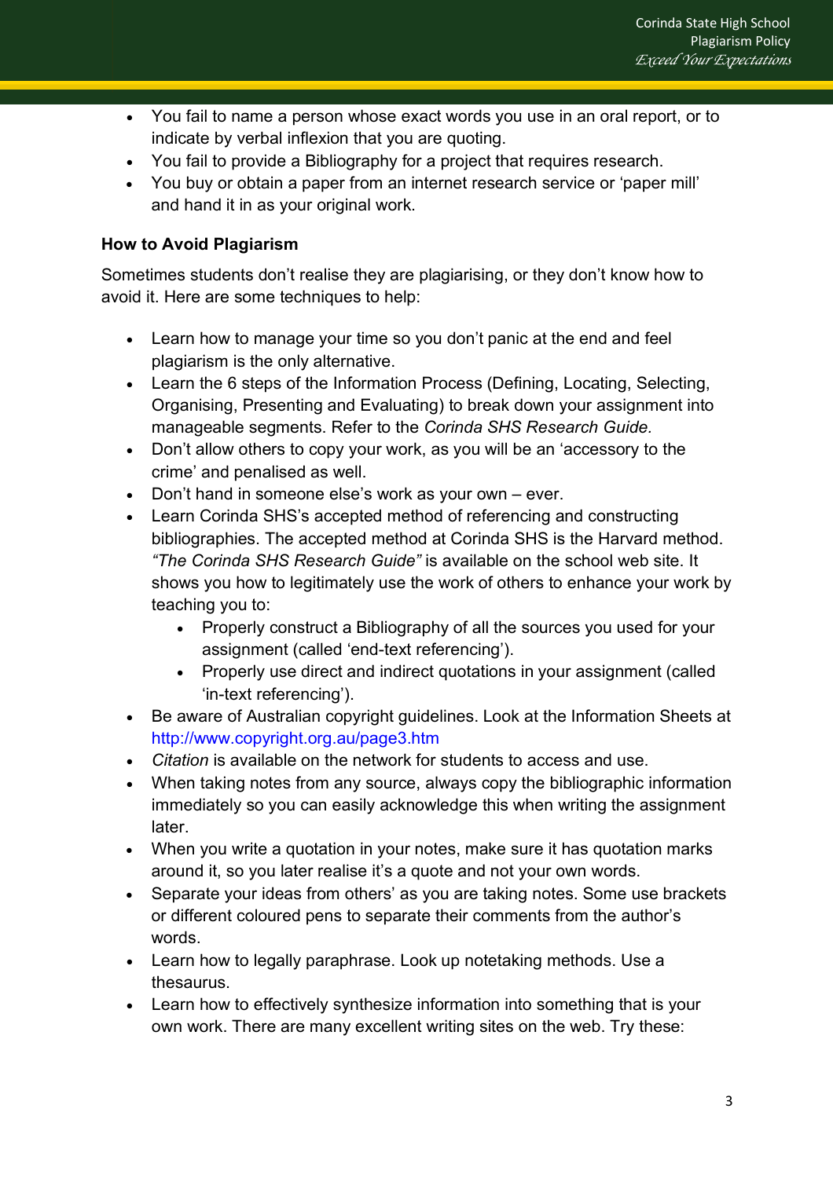- You fail to name a person whose exact words you use in an oral report, or to indicate by verbal inflexion that you are quoting.
- You fail to provide a Bibliography for a project that requires research.
- You buy or obtain a paper from an internet research service or 'paper mill' and hand it in as your original work.

**How to Avoid Plagiarism**

Sometimes students don't realise they are plagiarising, or they don't know how to avoid it. Here are some techniques to help:

- Learn how to manage your time so you don't panic at the end and feel plagiarism is the only alternative.
- Learn the 6 steps of the Information Process (Defining, Locating, Selecting, Organising, Presenting and Evaluating) to break down your assignment into manageable segments. Refer to the *Corinda SHS Research Guide.*
- Don't allow others to copy your work, as you will be an 'accessory to the crime' and penalised as well.
- Don't hand in someone else's work as your own – ever.
- Learn Corinda SHS's accepted method of referencing and constructing bibliographies. The accepted method at Corinda SHS is the Harvard method. *"The Corinda SHS Research Guide"* is available on the school web site. It shows you how to legitimately use the work of others to enhance your work by teaching you to:
  - Properly construct a Bibliography of all the sources you used for your assignment (called 'end-text referencing').
  - Properly use direct and indirect quotations in your assignment (called 'in-text referencing').
- Be aware of Australian copyright guidelines. Look at the Information Sheets at http://www.copyright.org.au/page3.htm
- *Citation* is available on the network for students to access and use.
- When taking notes from any source, always copy the bibliographic information immediately so you can easily acknowledge this when writing the assignment later.
- When you write a quotation in your notes, make sure it has quotation marks around it, so you later realise it's a quote and not your own words.
- Separate your ideas from others' as you are taking notes. Some use brackets or different coloured pens to separate their comments from the author's words.
- Learn how to legally paraphrase. Look up notetaking methods. Use a thesaurus.
- Learn how to effectively synthesize information into something that is your own work. There are many excellent writing sites on the web. Try these: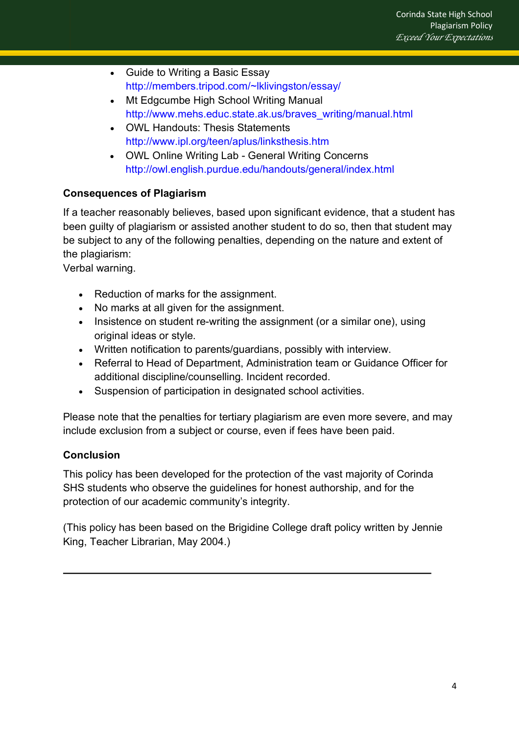- Guide to Writing a Basic Essay
  http://members.tripod.com/~lklivingston/essay/
- Mt Edgcumbe High School Writing Manual
  http://www.mehs.educ.state.ak.us/braves_writing/manual.html
- OWL Handouts: Thesis Statements
  http://www.ipl.org/teen/aplus/linksthesis.htm
- OWL Online Writing Lab - General Writing Concerns
  http://owl.english.purdue.edu/handouts/general/index.html

**Consequences of Plagiarism**

If a teacher reasonably believes, based upon significant evidence, that a student has been guilty of plagiarism or assisted another student to do so, then that student may be subject to any of the following penalties, depending on the nature and extent of the plagiarism:
Verbal warning.

- Reduction of marks for the assignment.
- No marks at all given for the assignment.
- Insistence on student re-writing the assignment (or a similar one), using original ideas or style.
- Written notification to parents/guardians, possibly with interview.
- Referral to Head of Department, Administration team or Guidance Officer for additional discipline/counselling. Incident recorded.
- Suspension of participation in designated school activities.

Please note that the penalties for tertiary plagiarism are even more severe, and may include exclusion from a subject or course, even if fees have been paid.

**Conclusion**

This policy has been developed for the protection of the vast majority of Corinda SHS students who observe the guidelines for honest authorship, and for the protection of our academic community's integrity.

(This policy has been based on the Brigidine College draft policy written by Jennie King, Teacher Librarian, May 2004.)

---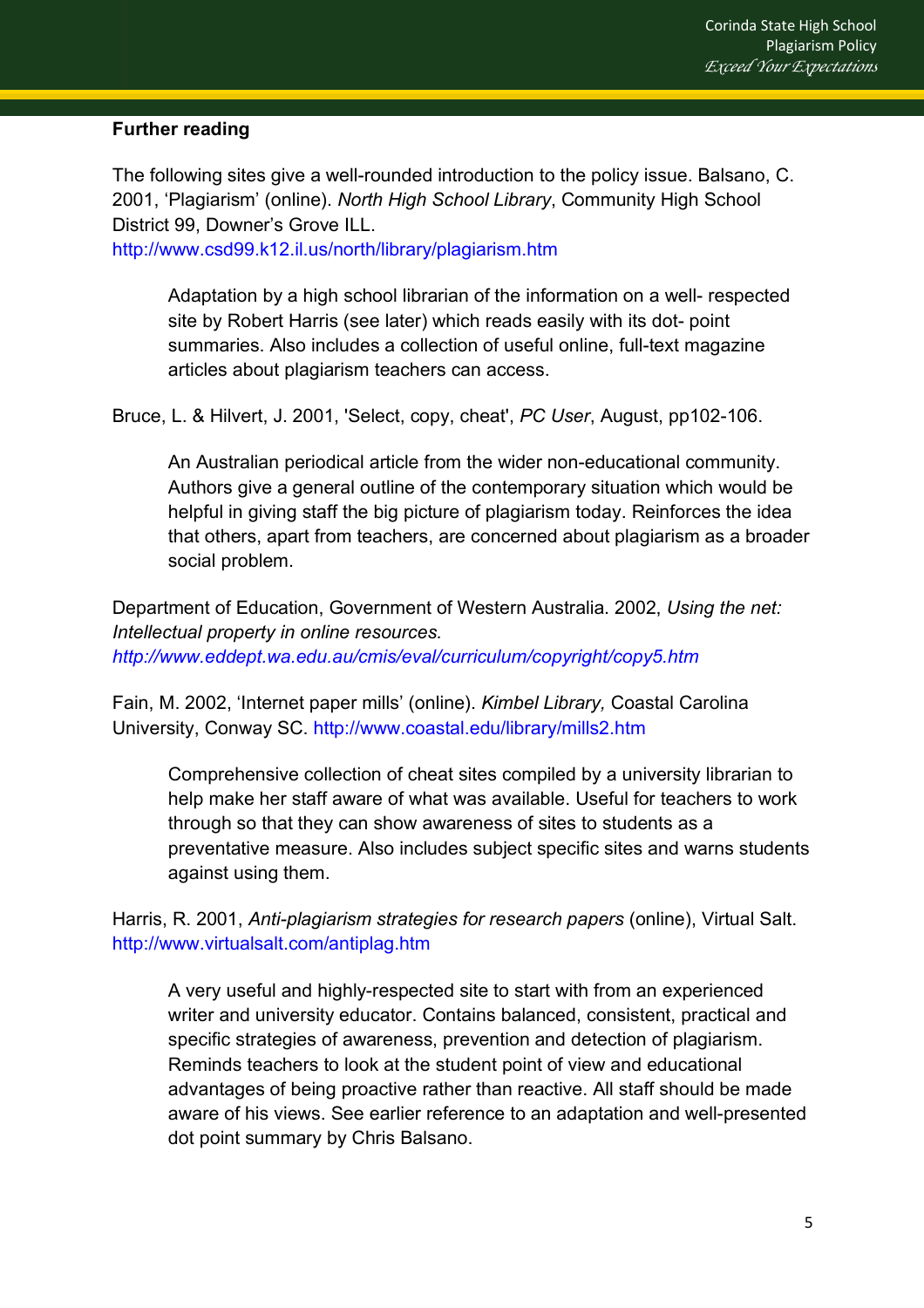**Further reading**

The following sites give a well-rounded introduction to the policy issue. Balsano, C. 2001, 'Plagiarism' (online). *North High School Library*, Community High School District 99, Downer's Grove ILL. http://www.csd99.k12.il.us/north/library/plagiarism.htm

> Adaptation by a high school librarian of the information on a well- respected site by Robert Harris (see later) which reads easily with its dot- point summaries. Also includes a collection of useful online, full-text magazine articles about plagiarism teachers can access.

Bruce, L. & Hilvert, J. 2001, 'Select, copy, cheat', *PC User*, August, pp102-106.

> An Australian periodical article from the wider non-educational community. Authors give a general outline of the contemporary situation which would be helpful in giving staff the big picture of plagiarism today. Reinforces the idea that others, apart from teachers, are concerned about plagiarism as a broader social problem.

Department of Education, Government of Western Australia. 2002, *Using the net: Intellectual property in online resources.* *http://www.eddept.wa.edu.au/cmis/eval/curriculum/copyright/copy5.htm*

Fain, M. 2002, 'Internet paper mills' (online). *Kimbel Library,* Coastal Carolina University, Conway SC. http://www.coastal.edu/library/mills2.htm

> Comprehensive collection of cheat sites compiled by a university librarian to help make her staff aware of what was available. Useful for teachers to work through so that they can show awareness of sites to students as a preventative measure. Also includes subject specific sites and warns students against using them.

Harris, R. 2001, *Anti-plagiarism strategies for research papers* (online), Virtual Salt. http://www.virtualsalt.com/antiplag.htm

> A very useful and highly-respected site to start with from an experienced writer and university educator. Contains balanced, consistent, practical and specific strategies of awareness, prevention and detection of plagiarism. Reminds teachers to look at the student point of view and educational advantages of being proactive rather than reactive. All staff should be made aware of his views. See earlier reference to an adaptation and well-presented dot point summary by Chris Balsano.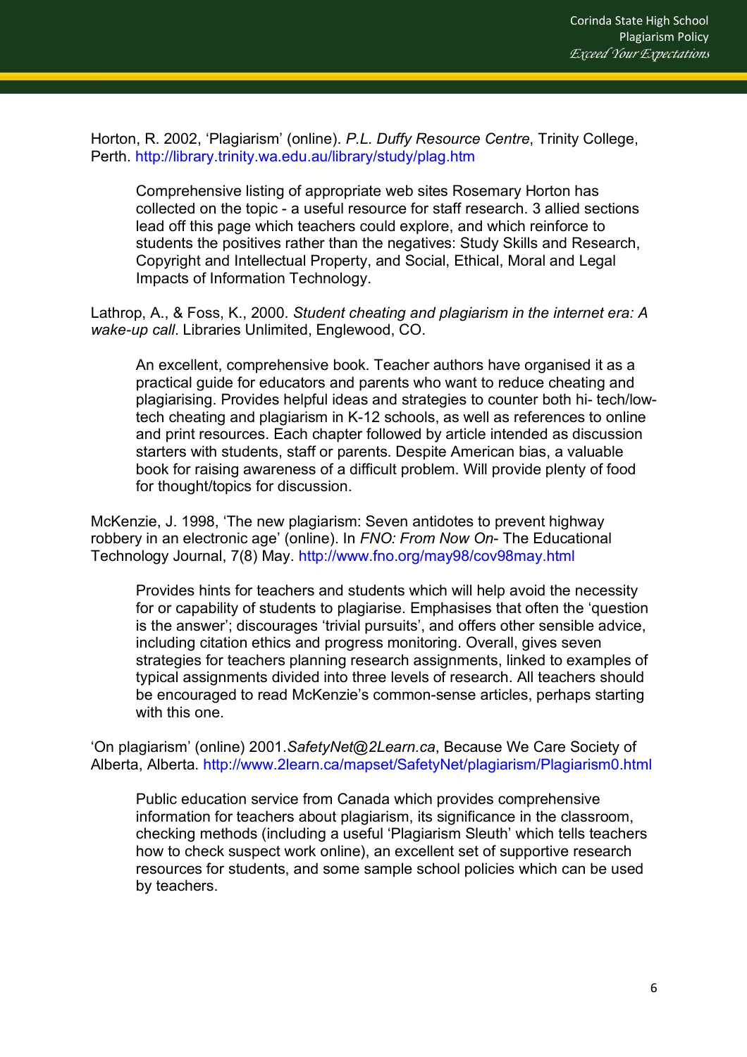Horton, R. 2002, 'Plagiarism' (online). *P.L. Duffy Resource Centre*, Trinity College, Perth. http://library.trinity.wa.edu.au/library/study/plag.htm

> Comprehensive listing of appropriate web sites Rosemary Horton has collected on the topic - a useful resource for staff research. 3 allied sections lead off this page which teachers could explore, and which reinforce to students the positives rather than the negatives: Study Skills and Research, Copyright and Intellectual Property, and Social, Ethical, Moral and Legal Impacts of Information Technology.

Lathrop, A., & Foss, K., 2000. *Student cheating and plagiarism in the internet era: A wake-up call*. Libraries Unlimited, Englewood, CO.

> An excellent, comprehensive book. Teacher authors have organised it as a practical guide for educators and parents who want to reduce cheating and plagiarising. Provides helpful ideas and strategies to counter both hi- tech/low-tech cheating and plagiarism in K-12 schools, as well as references to online and print resources. Each chapter followed by article intended as discussion starters with students, staff or parents. Despite American bias, a valuable book for raising awareness of a difficult problem. Will provide plenty of food for thought/topics for discussion.

McKenzie, J. 1998, 'The new plagiarism: Seven antidotes to prevent highway robbery in an electronic age' (online). In *FNO: From Now On*- The Educational Technology Journal, 7(8) May. http://www.fno.org/may98/cov98may.html

> Provides hints for teachers and students which will help avoid the necessity for or capability of students to plagiarise. Emphasises that often the 'question is the answer'; discourages 'trivial pursuits', and offers other sensible advice, including citation ethics and progress monitoring. Overall, gives seven strategies for teachers planning research assignments, linked to examples of typical assignments divided into three levels of research. All teachers should be encouraged to read McKenzie's common-sense articles, perhaps starting with this one.

'On plagiarism' (online) 2001.*SafetyNet@2Learn.ca*, Because We Care Society of Alberta, Alberta. http://www.2learn.ca/mapset/SafetyNet/plagiarism/Plagiarism0.html

> Public education service from Canada which provides comprehensive information for teachers about plagiarism, its significance in the classroom, checking methods (including a useful 'Plagiarism Sleuth' which tells teachers how to check suspect work online), an excellent set of supportive research resources for students, and some sample school policies which can be used by teachers.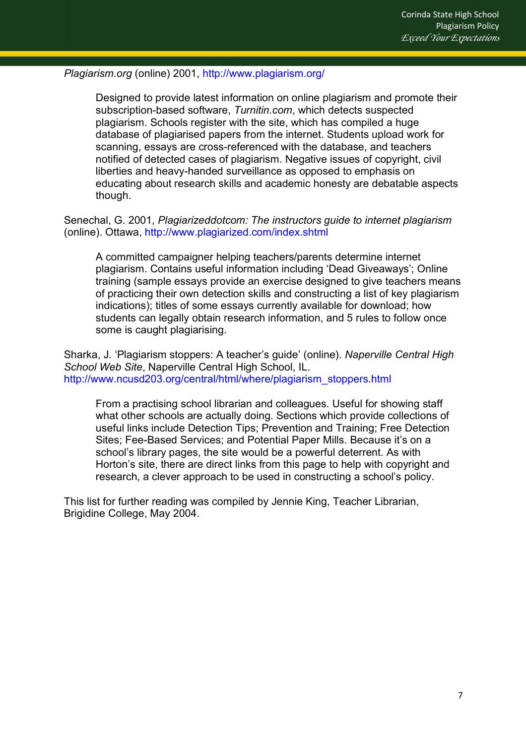*Plagiarism.org* (online) 2001, http://www.plagiarism.org/

> Designed to provide latest information on online plagiarism and promote their subscription-based software, *Turnitin.com*, which detects suspected plagiarism. Schools register with the site, which has compiled a huge database of plagiarised papers from the internet. Students upload work for scanning, essays are cross-referenced with the database, and teachers notified of detected cases of plagiarism. Negative issues of copyright, civil liberties and heavy-handed surveillance as opposed to emphasis on educating about research skills and academic honesty are debatable aspects though.

Senechal, G. 2001, *Plagiarizeddotcom: The instructors guide to internet plagiarism* (online). Ottawa, http://www.plagiarized.com/index.shtml

> A committed campaigner helping teachers/parents determine internet plagiarism. Contains useful information including 'Dead Giveaways'; Online training (sample essays provide an exercise designed to give teachers means of practicing their own detection skills and constructing a list of key plagiarism indications); titles of some essays currently available for download; how students can legally obtain research information, and 5 rules to follow once some is caught plagiarising.

Sharka, J. 'Plagiarism stoppers: A teacher's guide' (online). *Naperville Central High School Web Site*, Naperville Central High School, IL. http://www.ncusd203.org/central/html/where/plagiarism_stoppers.html

> From a practising school librarian and colleagues. Useful for showing staff what other schools are actually doing. Sections which provide collections of useful links include Detection Tips; Prevention and Training; Free Detection Sites; Fee-Based Services; and Potential Paper Mills. Because it's on a school's library pages, the site would be a powerful deterrent. As with Horton's site, there are direct links from this page to help with copyright and research, a clever approach to be used in constructing a school's policy.

This list for further reading was compiled by Jennie King, Teacher Librarian, Brigidine College, May 2004.